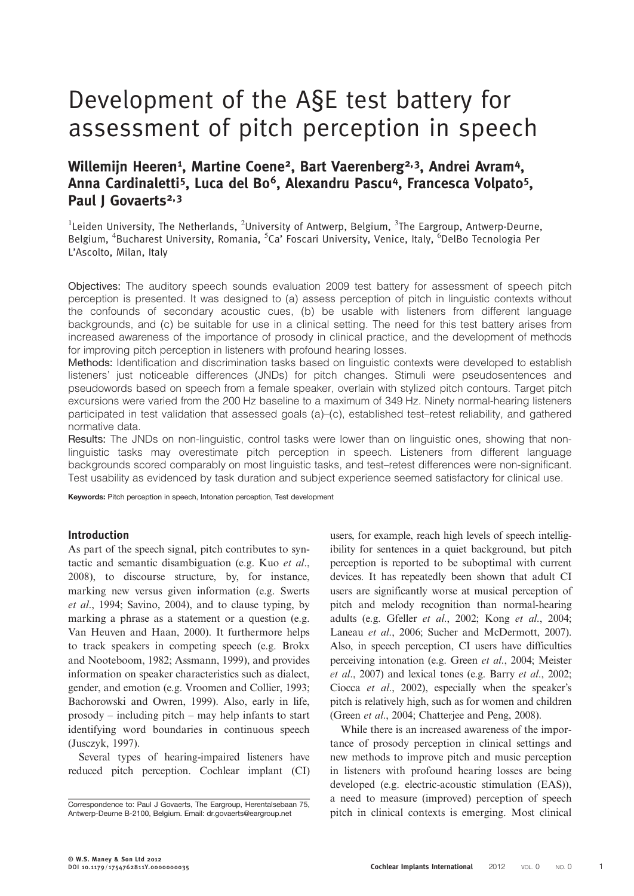# Development of the A§E test battery for assessment of pitch perception in speech

**Willemijn Heeren[1], Martine Coene[2], Bart Vaerenberg[2,3], Andrei Avram[4], Anna Cardinaletti[5], Luca del Bo[6], Alexandru Pascu[4], Francesca Volpato[5], Paul J Govaerts[2,3]**

[1]Leiden University, The Netherlands, [2]University of Antwerp, Belgium, [3]The Eargroup, Antwerp-Deurne, Belgium, [4]Bucharest University, Romania, [5]Ca' Foscari University, Venice, Italy, [6]DelBo Tecnologia Per L'Ascolto, Milan, Italy

Objectives: The auditory speech sounds evaluation 2009 test battery for assessment of speech pitch perception is presented. It was designed to (a) assess perception of pitch in linguistic contexts without the confounds of secondary acoustic cues, (b) be usable with listeners from different language backgrounds, and (c) be suitable for use in a clinical setting. The need for this test battery arises from increased awareness of the importance of prosody in clinical practice, and the development of methods for improving pitch perception in listeners with profound hearing losses.

Methods: Identification and discrimination tasks based on linguistic contexts were developed to establish listeners' just noticeable differences (JNDs) for pitch changes. Stimuli were pseudosentences and pseudowords based on speech from a female speaker, overlain with stylized pitch contours. Target pitch excursions were varied from the 200 Hz baseline to a maximum of 349 Hz. Ninety normal-hearing listeners participated in test validation that assessed goals (a)–(c), established test–retest reliability, and gathered normative data.

Results: The JNDs on non-linguistic, control tasks were lower than on linguistic ones, showing that non-linguistic tasks may overestimate pitch perception in speech. Listeners from different language backgrounds scored comparably on most linguistic tasks, and test–retest differences were non-significant. Test usability as evidenced by task duration and subject experience seemed satisfactory for clinical use.

**Keywords:** Pitch perception in speech, Intonation perception, Test development

## Introduction

As part of the speech signal, pitch contributes to syntactic and semantic disambiguation (e.g. Kuo *et al.*, 2008), to discourse structure, by, for instance, marking new versus given information (e.g. Swerts *et al.*, 1994; Savino, 2004), and to clause typing, by marking a phrase as a statement or a question (e.g. Van Heuven and Haan, 2000). It furthermore helps to track speakers in competing speech (e.g. Brokx and Nooteboom, 1982; Assmann, 1999), and provides information on speaker characteristics such as dialect, gender, and emotion (e.g. Vroomen and Collier, 1993; Bachorowski and Owren, 1999). Also, early in life, prosody – including pitch – may help infants to start identifying word boundaries in continuous speech (Jusczyk, 1997).

Several types of hearing-impaired listeners have reduced pitch perception. Cochlear implant (CI) users, for example, reach high levels of speech intelligibility for sentences in a quiet background, but pitch perception is reported to be suboptimal with current devices. It has repeatedly been shown that adult CI users are significantly worse at musical perception of pitch and melody recognition than normal-hearing adults (e.g. Gfeller *et al.*, 2002; Kong *et al.*, 2004; Laneau *et al.*, 2006; Sucher and McDermott, 2007). Also, in speech perception, CI users have difficulties perceiving intonation (e.g. Green *et al.*, 2004; Meister *et al.*, 2007) and lexical tones (e.g. Barry *et al.*, 2002; Ciocca *et al.*, 2002), especially when the speaker's pitch is relatively high, such as for women and children (Green *et al.*, 2004; Chatterjee and Peng, 2008).

While there is an increased awareness of the importance of prosody perception in clinical settings and new methods to improve pitch and music perception in listeners with profound hearing losses are being developed (e.g. electric-acoustic stimulation (EAS)), a need to measure (improved) perception of speech pitch in clinical contexts is emerging. Most clinical

Correspondence to: Paul J Govaerts, The Eargroup, Herentalsebaan 75, Antwerp-Deurne B-2100, Belgium. Email: dr.govaerts@eargroup.net

© W.S. Maney & Son Ltd 2012
DOI 10.1179/1754762811Y.0000000035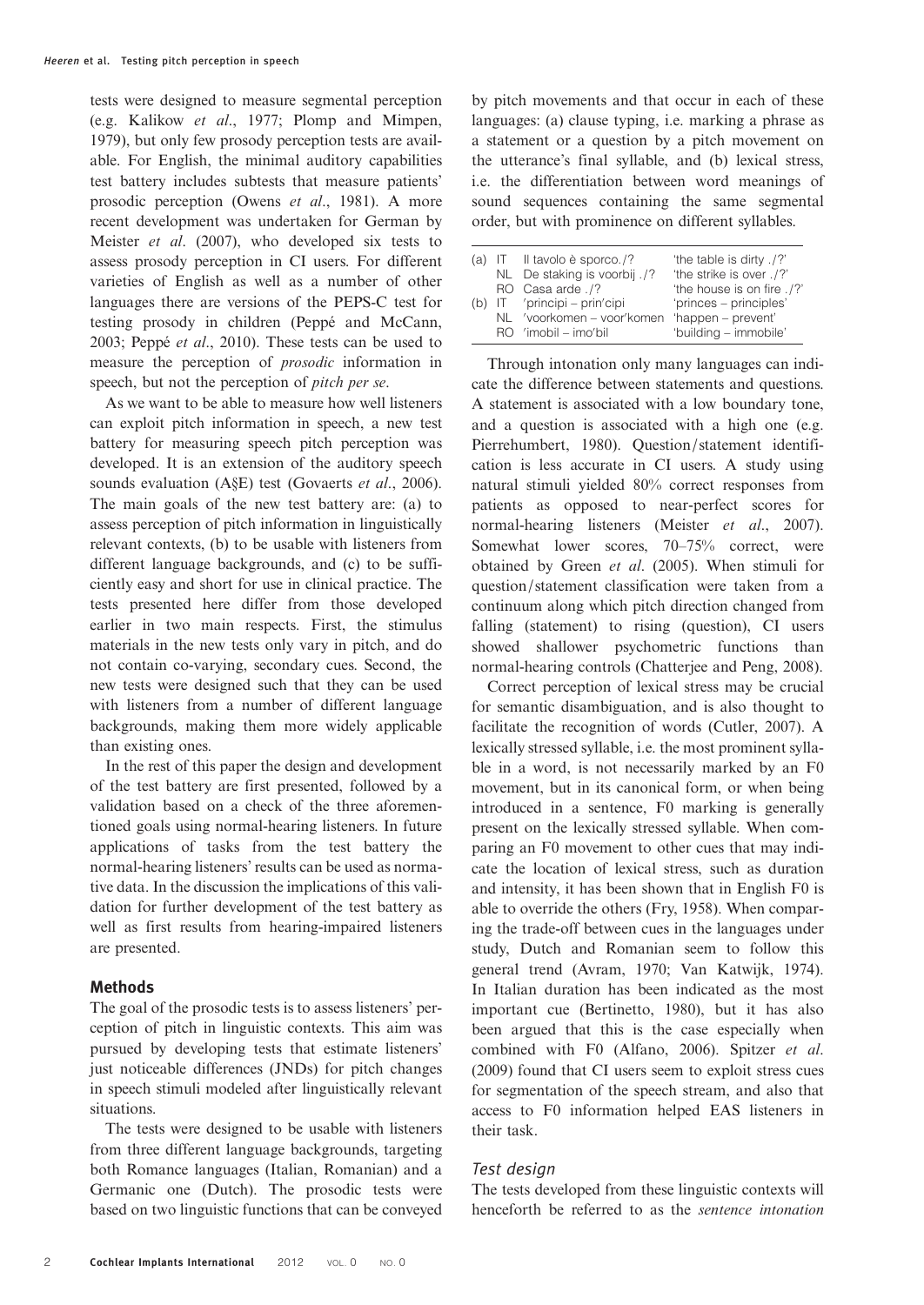tests were designed to measure segmental perception (e.g. Kalikow *et al*., 1977; Plomp and Mimpen, 1979), but only few prosody perception tests are available. For English, the minimal auditory capabilities test battery includes subtests that measure patients' prosodic perception (Owens *et al*., 1981). A more recent development was undertaken for German by Meister *et al*. (2007), who developed six tests to assess prosody perception in CI users. For different varieties of English as well as a number of other languages there are versions of the PEPS-C test for testing prosody in children (Peppé and McCann, 2003; Peppé *et al*., 2010). These tests can be used to measure the perception of *prosodic* information in speech, but not the perception of *pitch per se*.

As we want to be able to measure how well listeners can exploit pitch information in speech, a new test battery for measuring speech pitch perception was developed. It is an extension of the auditory speech sounds evaluation (A§E) test (Govaerts *et al*., 2006). The main goals of the new test battery are: (a) to assess perception of pitch information in linguistically relevant contexts, (b) to be usable with listeners from different language backgrounds, and (c) to be sufficiently easy and short for use in clinical practice. The tests presented here differ from those developed earlier in two main respects. First, the stimulus materials in the new tests only vary in pitch, and do not contain co-varying, secondary cues. Second, the new tests were designed such that they can be used with listeners from a number of different language backgrounds, making them more widely applicable than existing ones.

In the rest of this paper the design and development of the test battery are first presented, followed by a validation based on a check of the three aforementioned goals using normal-hearing listeners. In future applications of tasks from the test battery the normal-hearing listeners' results can be used as normative data. In the discussion the implications of this validation for further development of the test battery as well as first results from hearing-impaired listeners are presented.

## Methods

The goal of the prosodic tests is to assess listeners' perception of pitch in linguistic contexts. This aim was pursued by developing tests that estimate listeners' just noticeable differences (JNDs) for pitch changes in speech stimuli modeled after linguistically relevant situations.

The tests were designed to be usable with listeners from three different language backgrounds, targeting both Romance languages (Italian, Romanian) and a Germanic one (Dutch). The prosodic tests were based on two linguistic functions that can be conveyed by pitch movements and that occur in each of these languages: (a) clause typing, i.e. marking a phrase as a statement or a question by a pitch movement on the utterance's final syllable, and (b) lexical stress, i.e. the differentiation between word meanings of sound sequences containing the same segmental order, but with prominence on different syllables.

| | | | |
|---|---|---|---|
| (a) | IT | Il tavolo è sporco./? | 'the table is dirty ./?' |
| | NL | De staking is voorbij ./? | 'the strike is over ./?' |
| | RO | Casa arde ./? | 'the house is on fire ./?' |
| (b) | IT | 'principi – prin'cipi | 'princes – principles' |
| | NL | 'voorkomen – voor'komen | 'happen – prevent' |
| | RO | 'imobil – imo'bil | 'building – immobile' |

Through intonation only many languages can indicate the difference between statements and questions. A statement is associated with a low boundary tone, and a question is associated with a high one (e.g. Pierrehumbert, 1980). Question/statement identification is less accurate in CI users. A study using natural stimuli yielded 80% correct responses from patients as opposed to near-perfect scores for normal-hearing listeners (Meister *et al*., 2007). Somewhat lower scores, 70–75% correct, were obtained by Green *et al*. (2005). When stimuli for question/statement classification were taken from a continuum along which pitch direction changed from falling (statement) to rising (question), CI users showed shallower psychometric functions than normal-hearing controls (Chatterjee and Peng, 2008).

Correct perception of lexical stress may be crucial for semantic disambiguation, and is also thought to facilitate the recognition of words (Cutler, 2007). A lexically stressed syllable, i.e. the most prominent syllable in a word, is not necessarily marked by an F0 movement, but in its canonical form, or when being introduced in a sentence, F0 marking is generally present on the lexically stressed syllable. When comparing an F0 movement to other cues that may indicate the location of lexical stress, such as duration and intensity, it has been shown that in English F0 is able to override the others (Fry, 1958). When comparing the trade-off between cues in the languages under study, Dutch and Romanian seem to follow this general trend (Avram, 1970; Van Katwijk, 1974). In Italian duration has been indicated as the most important cue (Bertinetto, 1980), but it has also been argued that this is the case especially when combined with F0 (Alfano, 2006). Spitzer *et al*. (2009) found that CI users seem to exploit stress cues for segmentation of the speech stream, and also that access to F0 information helped EAS listeners in their task.

### *Test design*

The tests developed from these linguistic contexts will henceforth be referred to as the *sentence intonation*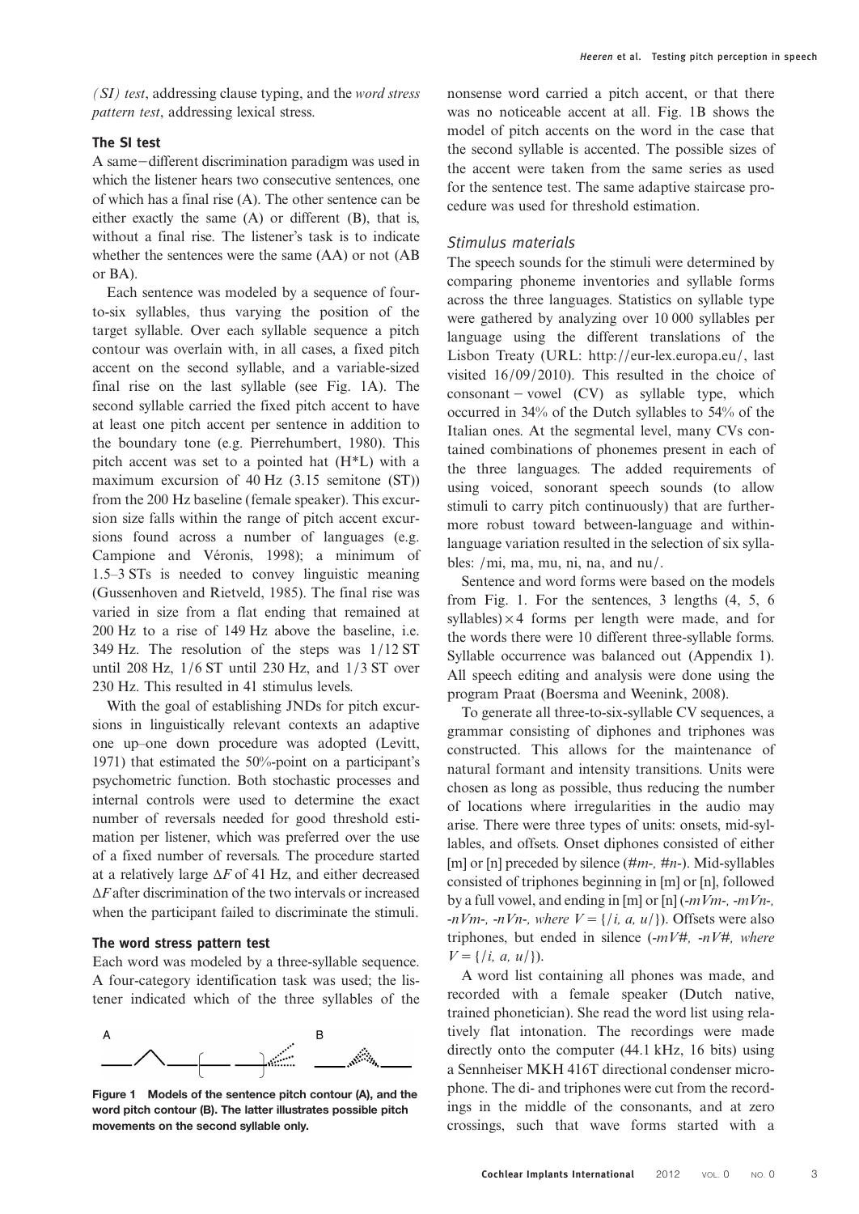*(SI) test*, addressing clause typing, and the *word stress pattern test*, addressing lexical stress.

### The SI test

A same–different discrimination paradigm was used in which the listener hears two consecutive sentences, one of which has a final rise (A). The other sentence can be either exactly the same (A) or different (B), that is, without a final rise. The listener's task is to indicate whether the sentences were the same (AA) or not (AB or BA).

Each sentence was modeled by a sequence of four-to-six syllables, thus varying the position of the target syllable. Over each syllable sequence a pitch contour was overlain with, in all cases, a fixed pitch accent on the second syllable, and a variable-sized final rise on the last syllable (see Fig. 1A). The second syllable carried the fixed pitch accent to have at least one pitch accent per sentence in addition to the boundary tone (e.g. Pierrehumbert, 1980). This pitch accent was set to a pointed hat (H*L) with a maximum excursion of 40 Hz (3.15 semitone (ST)) from the 200 Hz baseline (female speaker). This excursion size falls within the range of pitch accent excursions found across a number of languages (e.g. Campione and Véronis, 1998); a minimum of 1.5–3 STs is needed to convey linguistic meaning (Gussenhoven and Rietveld, 1985). The final rise was varied in size from a flat ending that remained at 200 Hz to a rise of 149 Hz above the baseline, i.e. 349 Hz. The resolution of the steps was 1/12 ST until 208 Hz, 1/6 ST until 230 Hz, and 1/3 ST over 230 Hz. This resulted in 41 stimulus levels.

With the goal of establishing JNDs for pitch excursions in linguistically relevant contexts an adaptive one up–one down procedure was adopted (Levitt, 1971) that estimated the 50%-point on a participant's psychometric function. Both stochastic processes and internal controls were used to determine the exact number of reversals needed for good threshold estimation per listener, which was preferred over the use of a fixed number of reversals. The procedure started at a relatively large $\Delta F$ of 41 Hz, and either decreased $\Delta F$ after discrimination of the two intervals or increased when the participant failed to discriminate the stimuli.

### The word stress pattern test

Each word was modeled by a three-syllable sequence. A four-category identification task was used; the listener indicated which of the three syllables of the nonsense word carried a pitch accent, or that there was no noticeable accent at all. Fig. 1B shows the model of pitch accents on the word in the case that the second syllable is accented. The possible sizes of the accent were taken from the same series as used for the sentence test. The same adaptive staircase procedure was used for threshold estimation.

**Figure 1 Models of the sentence pitch contour (A), and the word pitch contour (B). The latter illustrates possible pitch movements on the second syllable only.**

### *Stimulus materials*

The speech sounds for the stimuli were determined by comparing phoneme inventories and syllable forms across the three languages. Statistics on syllable type were gathered by analyzing over 10 000 syllables per language using the different translations of the Lisbon Treaty (URL: http://eur-lex.europa.eu/, last visited 16/09/2010). This resulted in the choice of consonant – vowel (CV) as syllable type, which occurred in 34% of the Dutch syllables to 54% of the Italian ones. At the segmental level, many CVs contained combinations of phonemes present in each of the three languages. The added requirements of using voiced, sonorant speech sounds (to allow stimuli to carry pitch continuously) that are furthermore robust toward between-language and within-language variation resulted in the selection of six syllables: /mi, ma, mu, ni, na, and nu/.

Sentence and word forms were based on the models from Fig. 1. For the sentences, 3 lengths (4, 5, 6 syllables) × 4 forms per length were made, and for the words there were 10 different three-syllable forms. Syllable occurrence was balanced out (Appendix 1). All speech editing and analysis were done using the program Praat (Boersma and Weenink, 2008).

To generate all three-to-six-syllable CV sequences, a grammar consisting of diphones and triphones was constructed. This allows for the maintenance of natural formant and intensity transitions. Units were chosen as long as possible, thus reducing the number of locations where irregularities in the audio may arise. There were three types of units: onsets, mid-syllables, and offsets. Onset diphones consisted of either [m] or [n] preceded by silence (*#m-, #n-*). Mid-syllables consisted of triphones beginning in [m] or [n], followed by a full vowel, and ending in [m] or [n] (*-mVm-, -mVn-, -nVm-, -nVn-, where V* = {/*i, a, u*/}). Offsets were also triphones, but ended in silence (*-mV#, -nV#, where V* = {/*i, a, u*/}).

A word list containing all phones was made, and recorded with a female speaker (Dutch native, trained phonetician). She read the word list using relatively flat intonation. The recordings were made directly onto the computer (44.1 kHz, 16 bits) using a Sennheiser MKH 416T directional condenser microphone. The di- and triphones were cut from the recordings in the middle of the consonants, and at zero crossings, such that wave forms started with a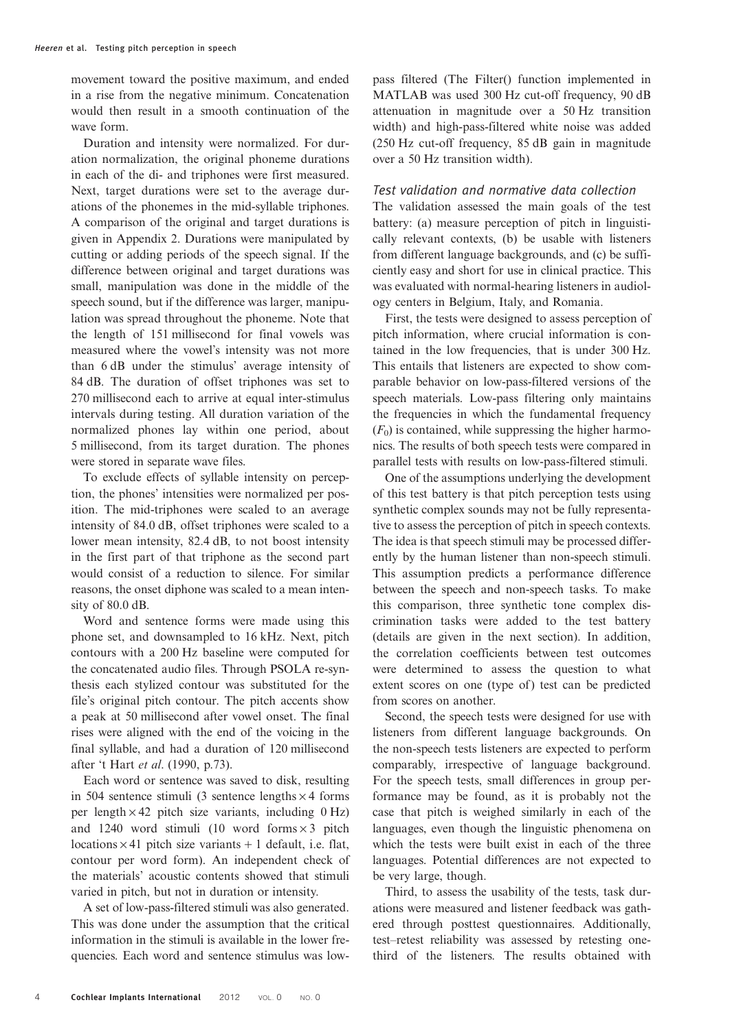movement toward the positive maximum, and ended in a rise from the negative minimum. Concatenation would then result in a smooth continuation of the wave form.

Duration and intensity were normalized. For duration normalization, the original phoneme durations in each of the di- and triphones were first measured. Next, target durations were set to the average durations of the phonemes in the mid-syllable triphones. A comparison of the original and target durations is given in Appendix 2. Durations were manipulated by cutting or adding periods of the speech signal. If the difference between original and target durations was small, manipulation was done in the middle of the speech sound, but if the difference was larger, manipulation was spread throughout the phoneme. Note that the length of 151 millisecond for final vowels was measured where the vowel's intensity was not more than 6 dB under the stimulus' average intensity of 84 dB. The duration of offset triphones was set to 270 millisecond each to arrive at equal inter-stimulus intervals during testing. All duration variation of the normalized phones lay within one period, about 5 millisecond, from its target duration. The phones were stored in separate wave files.

To exclude effects of syllable intensity on perception, the phones' intensities were normalized per position. The mid-triphones were scaled to an average intensity of 84.0 dB, offset triphones were scaled to a lower mean intensity, 82.4 dB, to not boost intensity in the first part of that triphone as the second part would consist of a reduction to silence. For similar reasons, the onset diphone was scaled to a mean intensity of 80.0 dB.

Word and sentence forms were made using this phone set, and downsampled to 16 kHz. Next, pitch contours with a 200 Hz baseline were computed for the concatenated audio files. Through PSOLA re-synthesis each stylized contour was substituted for the file's original pitch contour. The pitch accents show a peak at 50 millisecond after vowel onset. The final rises were aligned with the end of the voicing in the final syllable, and had a duration of 120 millisecond after 't Hart *et al*. (1990, p.73).

Each word or sentence was saved to disk, resulting in 504 sentence stimuli (3 sentence lengths × 4 forms per length × 42 pitch size variants, including 0 Hz) and 1240 word stimuli (10 word forms × 3 pitch locations × 41 pitch size variants + 1 default, i.e. flat, contour per word form). An independent check of the materials' acoustic contents showed that stimuli varied in pitch, but not in duration or intensity.

A set of low-pass-filtered stimuli was also generated. This was done under the assumption that the critical information in the stimuli is available in the lower frequencies. Each word and sentence stimulus was low-pass filtered (The Filter() function implemented in MATLAB was used 300 Hz cut-off frequency, 90 dB attenuation in magnitude over a 50 Hz transition width) and high-pass-filtered white noise was added (250 Hz cut-off frequency, 85 dB gain in magnitude over a 50 Hz transition width).

### *Test validation and normative data collection*

The validation assessed the main goals of the test battery: (a) measure perception of pitch in linguistically relevant contexts, (b) be usable with listeners from different language backgrounds, and (c) be sufficiently easy and short for use in clinical practice. This was evaluated with normal-hearing listeners in audiology centers in Belgium, Italy, and Romania.

First, the tests were designed to assess perception of pitch information, where crucial information is contained in the low frequencies, that is under 300 Hz. This entails that listeners are expected to show comparable behavior on low-pass-filtered versions of the speech materials. Low-pass filtering only maintains the frequencies in which the fundamental frequency ($F_0$) is contained, while suppressing the higher harmonics. The results of both speech tests were compared in parallel tests with results on low-pass-filtered stimuli.

One of the assumptions underlying the development of this test battery is that pitch perception tests using synthetic complex sounds may not be fully representative to assess the perception of pitch in speech contexts. The idea is that speech stimuli may be processed differently by the human listener than non-speech stimuli. This assumption predicts a performance difference between the speech and non-speech tasks. To make this comparison, three synthetic tone complex discrimination tasks were added to the test battery (details are given in the next section). In addition, the correlation coefficients between test outcomes were determined to assess the question to what extent scores on one (type of) test can be predicted from scores on another.

Second, the speech tests were designed for use with listeners from different language backgrounds. On the non-speech tests listeners are expected to perform comparably, irrespective of language background. For the speech tests, small differences in group performance may be found, as it is probably not the case that pitch is weighed similarly in each of the languages, even though the linguistic phenomena on which the tests were built exist in each of the three languages. Potential differences are not expected to be very large, though.

Third, to assess the usability of the tests, task durations were measured and listener feedback was gathered through posttest questionnaires. Additionally, test–retest reliability was assessed by retesting one-third of the listeners. The results obtained with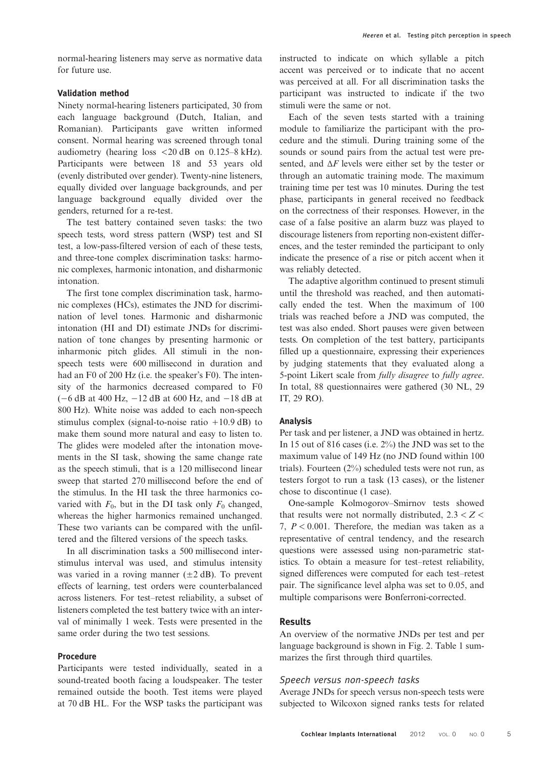normal-hearing listeners may serve as normative data for future use.

### Validation method

Ninety normal-hearing listeners participated, 30 from each language background (Dutch, Italian, and Romanian). Participants gave written informed consent. Normal hearing was screened through tonal audiometry (hearing loss <20 dB on 0.125–8 kHz). Participants were between 18 and 53 years old (evenly distributed over gender). Twenty-nine listeners, equally divided over language backgrounds, and per language background equally divided over the genders, returned for a re-test.

The test battery contained seven tasks: the two speech tests, word stress pattern (WSP) test and SI test, a low-pass-filtered version of each of these tests, and three-tone complex discrimination tasks: harmonic complexes, harmonic intonation, and disharmonic intonation.

The first tone complex discrimination task, harmonic complexes (HCs), estimates the JND for discrimination of level tones. Harmonic and disharmonic intonation (HI and DI) estimate JNDs for discrimination of tone changes by presenting harmonic or inharmonic pitch glides. All stimuli in the non-speech tests were 600 millisecond in duration and had an F0 of 200 Hz (i.e. the speaker's F0). The intensity of the harmonics decreased compared to F0 (−6 dB at 400 Hz, −12 dB at 600 Hz, and −18 dB at 800 Hz). White noise was added to each non-speech stimulus complex (signal-to-noise ratio +10.9 dB) to make them sound more natural and easy to listen to. The glides were modeled after the intonation movements in the SI task, showing the same change rate as the speech stimuli, that is a 120 millisecond linear sweep that started 270 millisecond before the end of the stimulus. In the HI task the three harmonics co-varied with $F_0$, but in the DI task only $F_0$ changed, whereas the higher harmonics remained unchanged. These two variants can be compared with the unfiltered and the filtered versions of the speech tasks.

In all discrimination tasks a 500 millisecond inter-stimulus interval was used, and stimulus intensity was varied in a roving manner (±2 dB). To prevent effects of learning, test orders were counterbalanced across listeners. For test–retest reliability, a subset of listeners completed the test battery twice with an interval of minimally 1 week. Tests were presented in the same order during the two test sessions.

### Procedure

Participants were tested individually, seated in a sound-treated booth facing a loudspeaker. The tester remained outside the booth. Test items were played at 70 dB HL. For the WSP tasks the participant was instructed to indicate on which syllable a pitch accent was perceived or to indicate that no accent was perceived at all. For all discrimination tasks the participant was instructed to indicate if the two stimuli were the same or not.

Each of the seven tests started with a training module to familiarize the participant with the procedure and the stimuli. During training some of the sounds or sound pairs from the actual test were presented, and $\Delta F$ levels were either set by the tester or through an automatic training mode. The maximum training time per test was 10 minutes. During the test phase, participants in general received no feedback on the correctness of their responses. However, in the case of a false positive an alarm buzz was played to discourage listeners from reporting non-existent differences, and the tester reminded the participant to only indicate the presence of a rise or pitch accent when it was reliably detected.

The adaptive algorithm continued to present stimuli until the threshold was reached, and then automatically ended the test. When the maximum of 100 trials was reached before a JND was computed, the test was also ended. Short pauses were given between tests. On completion of the test battery, participants filled up a questionnaire, expressing their experiences by judging statements that they evaluated along a 5-point Likert scale from *fully disagree* to *fully agree*. In total, 88 questionnaires were gathered (30 NL, 29 IT, 29 RO).

### Analysis

Per task and per listener, a JND was obtained in hertz. In 15 out of 816 cases (i.e. 2%) the JND was set to the maximum value of 149 Hz (no JND found within 100 trials). Fourteen (2%) scheduled tests were not run, as testers forgot to run a task (13 cases), or the listener chose to discontinue (1 case).

One-sample Kolmogorov–Smirnov tests showed that results were not normally distributed, $2.3 < Z < 7$, $P < 0.001$. Therefore, the median was taken as a representative of central tendency, and the research questions were assessed using non-parametric statistics. To obtain a measure for test–retest reliability, signed differences were computed for each test–retest pair. The significance level alpha was set to 0.05, and multiple comparisons were Bonferroni-corrected.

## Results

An overview of the normative JNDs per test and per language background is shown in Fig. 2. Table 1 summarizes the first through third quartiles.

### *Speech versus non-speech tasks*

Average JNDs for speech versus non-speech tests were subjected to Wilcoxon signed ranks tests for related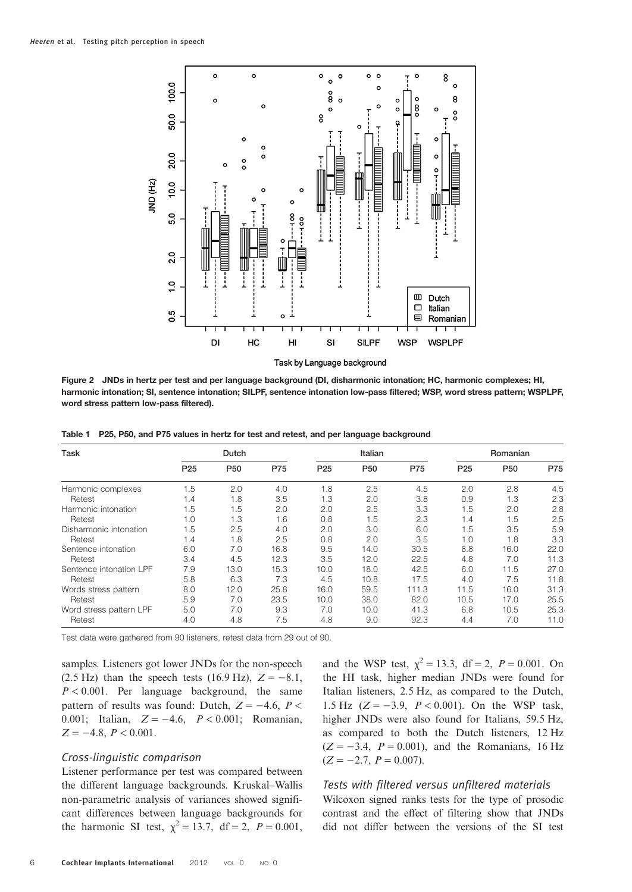Figure 2 JNDs in hertz per test and per language background (DI, disharmonic intonation; HC, harmonic complexes; HI, harmonic intonation; SI, sentence intonation; SILPF, sentence intonation low-pass filtered; WSP, word stress pattern; WSPLPF, word stress pattern low-pass filtered).

Table 1 P25, P50, and P75 values in hertz for test and retest, and per language background

| Task | Dutch | | | Italian | | | Romanian | | |
|---|---|---|---|---|---|---|---|---|---|
| | P25 | P50 | P75 | P25 | P50 | P75 | P25 | P50 | P75 |
| Harmonic complexes | 1.5 | 2.0 | 4.0 | 1.8 | 2.5 | 4.5 | 2.0 | 2.8 | 4.5 |
| Retest | 1.4 | 1.8 | 3.5 | 1.3 | 2.0 | 3.8 | 0.9 | 1.3 | 2.3 |
| Harmonic intonation | 1.5 | 1.5 | 2.0 | 2.0 | 2.5 | 3.3 | 1.5 | 2.0 | 2.8 |
| Retest | 1.0 | 1.3 | 1.6 | 0.8 | 1.5 | 2.3 | 1.4 | 1.5 | 2.5 |
| Disharmonic intonation | 1.5 | 2.5 | 4.0 | 2.0 | 3.0 | 6.0 | 1.5 | 3.5 | 5.9 |
| Retest | 1.4 | 1.8 | 2.5 | 0.8 | 2.0 | 3.5 | 1.0 | 1.8 | 3.3 |
| Sentence intonation | 6.0 | 7.0 | 16.8 | 9.5 | 14.0 | 30.5 | 8.8 | 16.0 | 22.0 |
| Retest | 3.4 | 4.5 | 12.3 | 3.5 | 12.0 | 22.5 | 4.8 | 7.0 | 11.3 |
| Sentence intonation LPF | 7.9 | 13.0 | 15.3 | 10.0 | 18.0 | 42.5 | 6.0 | 11.5 | 27.0 |
| Retest | 5.8 | 6.3 | 7.3 | 4.5 | 10.8 | 17.5 | 4.0 | 7.5 | 11.8 |
| Words stress pattern | 8.0 | 12.0 | 25.8 | 16.0 | 59.5 | 111.3 | 11.5 | 16.0 | 31.3 |
| Retest | 5.9 | 7.0 | 23.5 | 10.0 | 38.0 | 82.0 | 10.5 | 17.0 | 25.5 |
| Word stress pattern LPF | 5.0 | 7.0 | 9.3 | 7.0 | 10.0 | 41.3 | 6.8 | 10.5 | 25.3 |
| Retest | 4.0 | 4.8 | 7.5 | 4.8 | 9.0 | 92.3 | 4.4 | 7.0 | 11.0 |

Test data were gathered from 90 listeners, retest data from 29 out of 90.

samples. Listeners got lower JNDs for the non-speech (2.5 Hz) than the speech tests (16.9 Hz), $Z = -8.1$, $P < 0.001$. Per language background, the same pattern of results was found: Dutch, $Z = -4.6$, $P < 0.001$; Italian, $Z = -4.6$, $P < 0.001$; Romanian, $Z = -4.8$, $P < 0.001$.

### *Cross-linguistic comparison*

Listener performance per test was compared between the different language backgrounds. Kruskal–Wallis non-parametric analysis of variances showed significant differences between language backgrounds for the harmonic SI test, $\chi^2 = 13.7$, $df = 2$, $P = 0.001$, and the WSP test, $\chi^2 = 13.3$, $df = 2$, $P = 0.001$. On the HI task, higher median JNDs were found for Italian listeners, 2.5 Hz, as compared to the Dutch, 1.5 Hz ($Z = -3.9$, $P < 0.001$). On the WSP task, higher JNDs were also found for Italians, 59.5 Hz, as compared to both the Dutch listeners, 12 Hz ($Z = -3.4$, $P = 0.001$), and the Romanians, 16 Hz ($Z = -2.7$, $P = 0.007$).

### *Tests with filtered versus unfiltered materials*

Wilcoxon signed ranks tests for the type of prosodic contrast and the effect of filtering show that JNDs did not differ between the versions of the SI test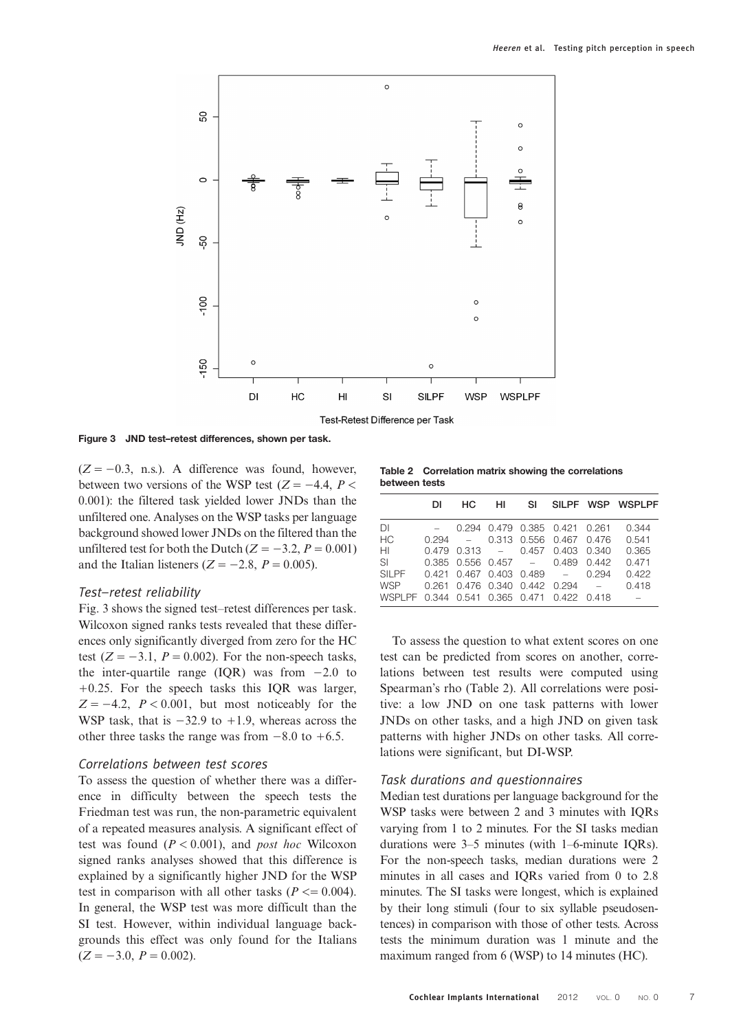Figure 3 JND test–retest differences, shown per task.

($Z = -0.3$, n.s.). A difference was found, however, between two versions of the WSP test ($Z = -4.4$, $P < 0.001$): the filtered task yielded lower JNDs than the unfiltered one. Analyses on the WSP tasks per language background showed lower JNDs on the filtered than the unfiltered test for both the Dutch ($Z = -3.2$, $P = 0.001$) and the Italian listeners ($Z = -2.8$, $P = 0.005$).

### *Test–retest reliability*

Fig. 3 shows the signed test–retest differences per task. Wilcoxon signed ranks tests revealed that these differences only significantly diverged from zero for the HC test ($Z = -3.1$, $P = 0.002$). For the non-speech tasks, the inter-quartile range (IQR) was from $-2.0$ to $+0.25$. For the speech tasks this IQR was larger, $Z = -4.2$, $P < 0.001$, but most noticeably for the WSP task, that is $-32.9$ to $+1.9$, whereas across the other three tasks the range was from $-8.0$ to $+6.5$.

### *Correlations between test scores*

To assess the question of whether there was a difference in difficulty between the speech tests the Friedman test was run, the non-parametric equivalent of a repeated measures analysis. A significant effect of test was found ($P < 0.001$), and *post hoc* Wilcoxon signed ranks analyses showed that this difference is explained by a significantly higher JND for the WSP test in comparison with all other tasks ($P <= 0.004$). In general, the WSP test was more difficult than the SI test. However, within individual language backgrounds this effect was only found for the Italians ($Z = -3.0$, $P = 0.002$).

**Table 2 Correlation matrix showing the correlations between tests**

| | DI | HC | HI | SI | SILPF | WSP | WSPLPF |
|---|---|---|---|---|---|---|---|
| DI | – | 0.294 | 0.479 | 0.385 | 0.421 | 0.261 | 0.344 |
| HC | 0.294 | – | 0.313 | 0.556 | 0.467 | 0.476 | 0.541 |
| HI | 0.479 | 0.313 | – | 0.457 | 0.403 | 0.340 | 0.365 |
| SI | 0.385 | 0.556 | 0.457 | – | 0.489 | 0.442 | 0.471 |
| SILPF | 0.421 | 0.467 | 0.403 | 0.489 | – | 0.294 | 0.422 |
| WSP | 0.261 | 0.476 | 0.340 | 0.442 | 0.294 | – | 0.418 |
| WSPLPF | 0.344 | 0.541 | 0.365 | 0.471 | 0.422 | 0.418 | – |

To assess the question to what extent scores on one test can be predicted from scores on another, correlations between test results were computed using Spearman's rho (Table 2). All correlations were positive: a low JND on one task patterns with lower JNDs on other tasks, and a high JND on given task patterns with higher JNDs on other tasks. All correlations were significant, but DI-WSP.

### *Task durations and questionnaires*

Median test durations per language background for the WSP tasks were between 2 and 3 minutes with IQRs varying from 1 to 2 minutes. For the SI tasks median durations were 3–5 minutes (with 1–6-minute IQRs). For the non-speech tasks, median durations were 2 minutes in all cases and IQRs varied from 0 to 2.8 minutes. The SI tasks were longest, which is explained by their long stimuli (four to six syllable pseudosentences) in comparison with those of other tests. Across tests the minimum duration was 1 minute and the maximum ranged from 6 (WSP) to 14 minutes (HC).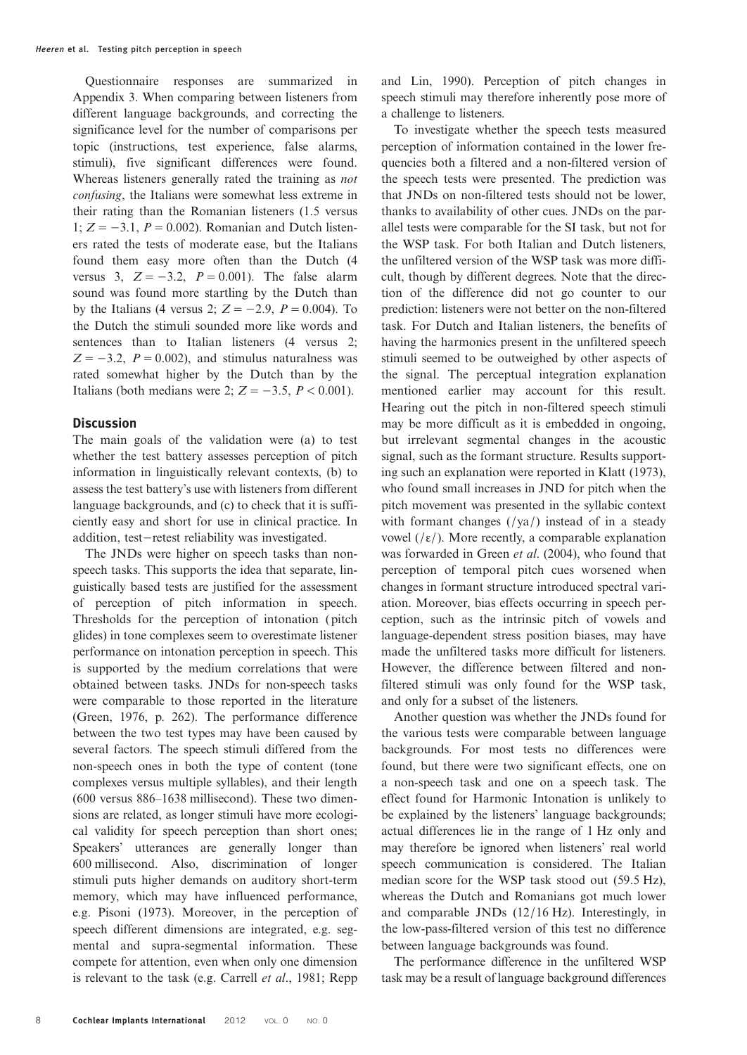Questionnaire responses are summarized in Appendix 3. When comparing between listeners from different language backgrounds, and correcting the significance level for the number of comparisons per topic (instructions, test experience, false alarms, stimuli), five significant differences were found. Whereas listeners generally rated the training as *not confusing*, the Italians were somewhat less extreme in their rating than the Romanian listeners (1.5 versus 1; $Z = -3.1$, $P = 0.002$). Romanian and Dutch listeners rated the tests of moderate ease, but the Italians found them easy more often than the Dutch (4 versus 3, $Z = -3.2$, $P = 0.001$). The false alarm sound was found more startling by the Dutch than by the Italians (4 versus 2; $Z = -2.9$, $P = 0.004$). To the Dutch the stimuli sounded more like words and sentences than to Italian listeners (4 versus 2; $Z = -3.2$, $P = 0.002$), and stimulus naturalness was rated somewhat higher by the Dutch than by the Italians (both medians were 2; $Z = -3.5$, $P < 0.001$).

## Discussion

The main goals of the validation were (a) to test whether the test battery assesses perception of pitch information in linguistically relevant contexts, (b) to assess the test battery's use with listeners from different language backgrounds, and (c) to check that it is sufficiently easy and short for use in clinical practice. In addition, test–retest reliability was investigated.

The JNDs were higher on speech tasks than non-speech tasks. This supports the idea that separate, linguistically based tests are justified for the assessment of perception of pitch information in speech. Thresholds for the perception of intonation (pitch glides) in tone complexes seem to overestimate listener performance on intonation perception in speech. This is supported by the medium correlations that were obtained between tasks. JNDs for non-speech tasks were comparable to those reported in the literature (Green, 1976, p. 262). The performance difference between the two test types may have been caused by several factors. The speech stimuli differed from the non-speech ones in both the type of content (tone complexes versus multiple syllables), and their length (600 versus 886–1638 millisecond). These two dimensions are related, as longer stimuli have more ecological validity for speech perception than short ones; Speakers' utterances are generally longer than 600 millisecond. Also, discrimination of longer stimuli puts higher demands on auditory short-term memory, which may have influenced performance, e.g. Pisoni (1973). Moreover, in the perception of speech different dimensions are integrated, e.g. segmental and supra-segmental information. These compete for attention, even when only one dimension is relevant to the task (e.g. Carrell *et al*., 1981; Repp and Lin, 1990). Perception of pitch changes in speech stimuli may therefore inherently pose more of a challenge to listeners.

To investigate whether the speech tests measured perception of information contained in the lower frequencies both a filtered and a non-filtered version of the speech tests were presented. The prediction was that JNDs on non-filtered tests should not be lower, thanks to availability of other cues. JNDs on the parallel tests were comparable for the SI task, but not for the WSP task. For both Italian and Dutch listeners, the unfiltered version of the WSP task was more difficult, though by different degrees. Note that the direction of the difference did not go counter to our prediction: listeners were not better on the non-filtered task. For Dutch and Italian listeners, the benefits of having the harmonics present in the unfiltered speech stimuli seemed to be outweighed by other aspects of the signal. The perceptual integration explanation mentioned earlier may account for this result. Hearing out the pitch in non-filtered speech stimuli may be more difficult as it is embedded in ongoing, but irrelevant segmental changes in the acoustic signal, such as the formant structure. Results supporting such an explanation were reported in Klatt (1973), who found small increases in JND for pitch when the pitch movement was presented in the syllabic context with formant changes (/ya/) instead of in a steady vowel (/ɛ/). More recently, a comparable explanation was forwarded in Green *et al*. (2004), who found that perception of temporal pitch cues worsened when changes in formant structure introduced spectral variation. Moreover, bias effects occurring in speech perception, such as the intrinsic pitch of vowels and language-dependent stress position biases, may have made the unfiltered tasks more difficult for listeners. However, the difference between filtered and non-filtered stimuli was only found for the WSP task, and only for a subset of the listeners.

Another question was whether the JNDs found for the various tests were comparable between language backgrounds. For most tests no differences were found, but there were two significant effects, one on a non-speech task and one on a speech task. The effect found for Harmonic Intonation is unlikely to be explained by the listeners' language backgrounds; actual differences lie in the range of 1 Hz only and may therefore be ignored when listeners' real world speech communication is considered. The Italian median score for the WSP task stood out (59.5 Hz), whereas the Dutch and Romanians got much lower and comparable JNDs (12/16 Hz). Interestingly, in the low-pass-filtered version of this test no difference between language backgrounds was found.

The performance difference in the unfiltered WSP task may be a result of language background differences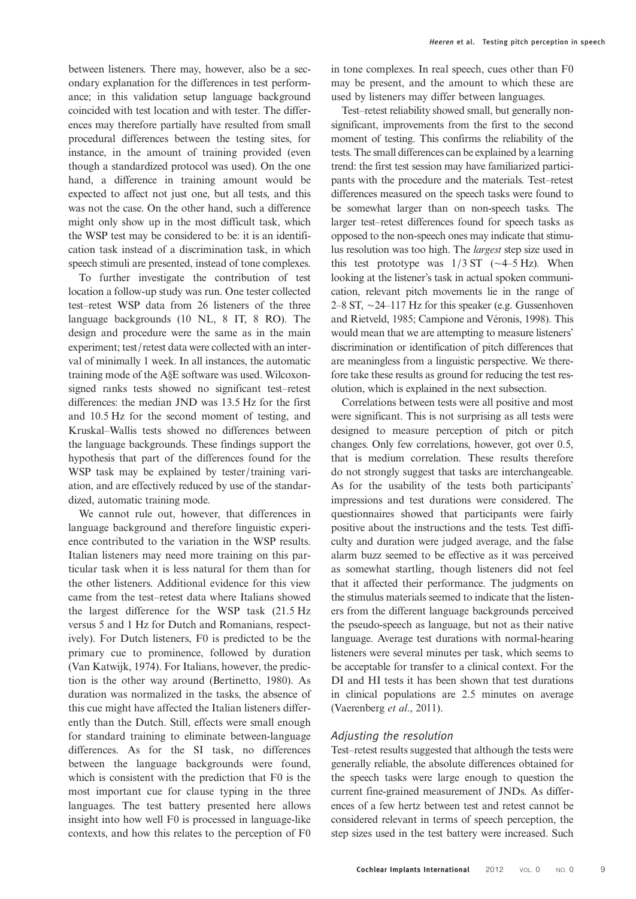between listeners. There may, however, also be a secondary explanation for the differences in test performance; in this validation setup language background coincided with test location and with tester. The differences may therefore partially have resulted from small procedural differences between the testing sites, for instance, in the amount of training provided (even though a standardized protocol was used). On the one hand, a difference in training amount would be expected to affect not just one, but all tests, and this was not the case. On the other hand, such a difference might only show up in the most difficult task, which the WSP test may be considered to be: it is an identification task instead of a discrimination task, in which speech stimuli are presented, instead of tone complexes.

To further investigate the contribution of test location a follow-up study was run. One tester collected test–retest WSP data from 26 listeners of the three language backgrounds (10 NL, 8 IT, 8 RO). The design and procedure were the same as in the main experiment; test/retest data were collected with an interval of minimally 1 week. In all instances, the automatic training mode of the A§E software was used. Wilcoxon-signed ranks tests showed no significant test–retest differences: the median JND was 13.5 Hz for the first and 10.5 Hz for the second moment of testing, and Kruskal–Wallis tests showed no differences between the language backgrounds. These findings support the hypothesis that part of the differences found for the WSP task may be explained by tester/training variation, and are effectively reduced by use of the standardized, automatic training mode.

We cannot rule out, however, that differences in language background and therefore linguistic experience contributed to the variation in the WSP results. Italian listeners may need more training on this particular task when it is less natural for them than for the other listeners. Additional evidence for this view came from the test–retest data where Italians showed the largest difference for the WSP task (21.5 Hz versus 5 and 1 Hz for Dutch and Romanians, respectively). For Dutch listeners, F0 is predicted to be the primary cue to prominence, followed by duration (Van Katwijk, 1974). For Italians, however, the prediction is the other way around (Bertinetto, 1980). As duration was normalized in the tasks, the absence of this cue might have affected the Italian listeners differently than the Dutch. Still, effects were small enough for standard training to eliminate between-language differences. As for the SI task, no differences between the language backgrounds were found, which is consistent with the prediction that F0 is the most important cue for clause typing in the three languages. The test battery presented here allows insight into how well F0 is processed in language-like contexts, and how this relates to the perception of F0 in tone complexes. In real speech, cues other than F0 may be present, and the amount to which these are used by listeners may differ between languages.

Test–retest reliability showed small, but generally non-significant, improvements from the first to the second moment of testing. This confirms the reliability of the tests. The small differences can be explained by a learning trend: the first test session may have familiarized participants with the procedure and the materials. Test–retest differences measured on the speech tasks were found to be somewhat larger than on non-speech tasks. The larger test–retest differences found for speech tasks as opposed to the non-speech ones may indicate that stimulus resolution was too high. The *largest* step size used in this test prototype was 1/3 ST (~4–5 Hz). When looking at the listener's task in actual spoken communication, relevant pitch movements lie in the range of 2–8 ST, ~24–117 Hz for this speaker (e.g. Gussenhoven and Rietveld, 1985; Campione and Véronis, 1998). This would mean that we are attempting to measure listeners' discrimination or identification of pitch differences that are meaningless from a linguistic perspective. We therefore take these results as ground for reducing the test resolution, which is explained in the next subsection.

Correlations between tests were all positive and most were significant. This is not surprising as all tests were designed to measure perception of pitch or pitch changes. Only few correlations, however, got over 0.5, that is medium correlation. These results therefore do not strongly suggest that tasks are interchangeable. As for the usability of the tests both participants' impressions and test durations were considered. The questionnaires showed that participants were fairly positive about the instructions and the tests. Test difficulty and duration were judged average, and the false alarm buzz seemed to be effective as it was perceived as somewhat startling, though listeners did not feel that it affected their performance. The judgments on the stimulus materials seemed to indicate that the listeners from the different language backgrounds perceived the pseudo-speech as language, but not as their native language. Average test durations with normal-hearing listeners were several minutes per task, which seems to be acceptable for transfer to a clinical context. For the DI and HI tests it has been shown that test durations in clinical populations are 2.5 minutes on average (Vaerenberg *et al*., 2011).

### *Adjusting the resolution*

Test–retest results suggested that although the tests were generally reliable, the absolute differences obtained for the speech tasks were large enough to question the current fine-grained measurement of JNDs. As differences of a few hertz between test and retest cannot be considered relevant in terms of speech perception, the step sizes used in the test battery were increased. Such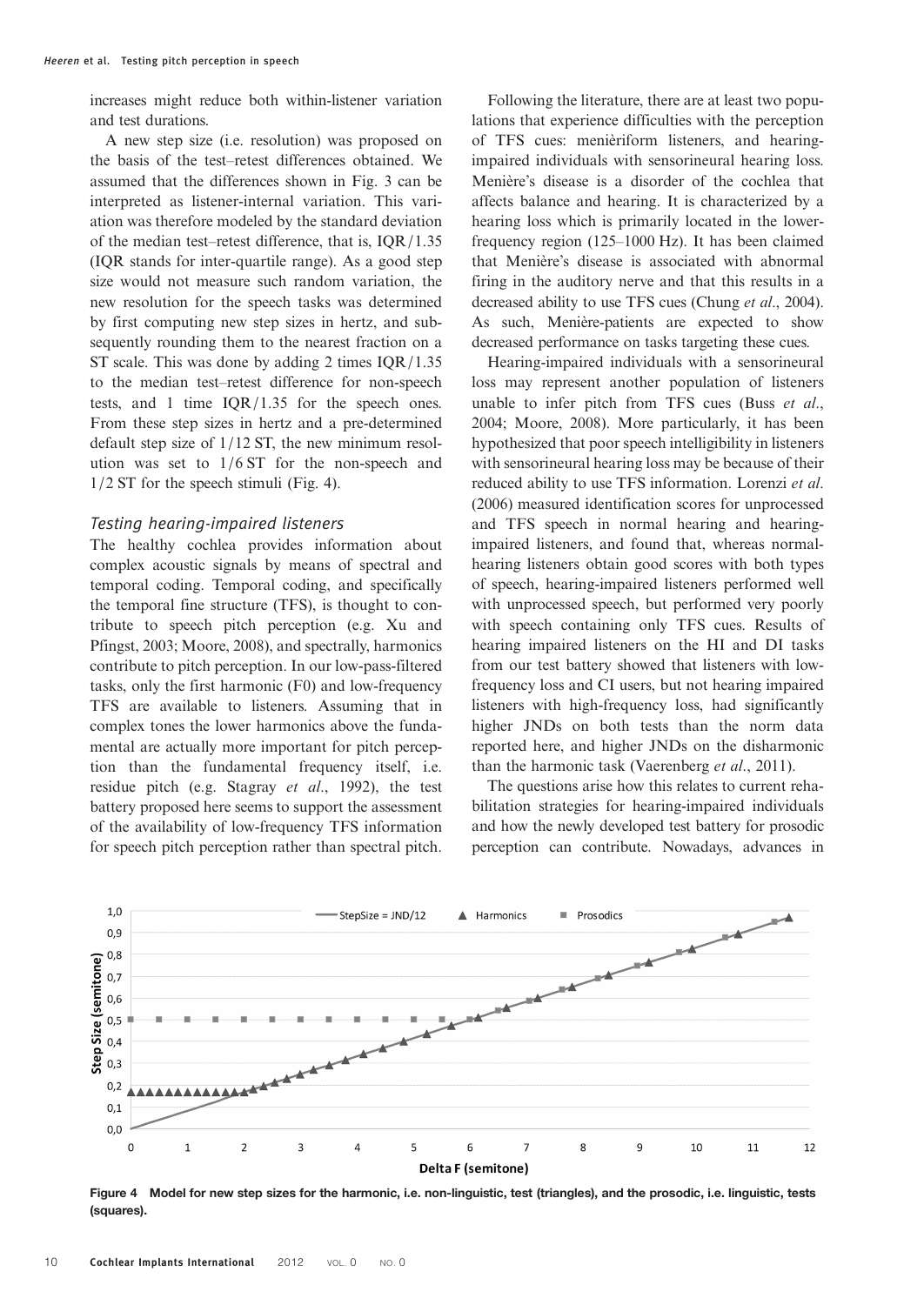increases might reduce both within-listener variation and test durations.

A new step size (i.e. resolution) was proposed on the basis of the test–retest differences obtained. We assumed that the differences shown in Fig. 3 can be interpreted as listener-internal variation. This variation was therefore modeled by the standard deviation of the median test–retest difference, that is, IQR/1.35 (IQR stands for inter-quartile range). As a good step size would not measure such random variation, the new resolution for the speech tasks was determined by first computing new step sizes in hertz, and subsequently rounding them to the nearest fraction on a ST scale. This was done by adding 2 times IQR/1.35 to the median test–retest difference for non-speech tests, and 1 time IQR/1.35 for the speech ones. From these step sizes in hertz and a pre-determined default step size of 1/12 ST, the new minimum resolution was set to 1/6 ST for the non-speech and 1/2 ST for the speech stimuli (Fig. 4).

### *Testing hearing-impaired listeners*

The healthy cochlea provides information about complex acoustic signals by means of spectral and temporal coding. Temporal coding, and specifically the temporal fine structure (TFS), is thought to contribute to speech pitch perception (e.g. Xu and Pfingst, 2003; Moore, 2008), and spectrally, harmonics contribute to pitch perception. In our low-pass-filtered tasks, only the first harmonic (F0) and low-frequency TFS are available to listeners. Assuming that in complex tones the lower harmonics above the fundamental are actually more important for pitch perception than the fundamental frequency itself, i.e. residue pitch (e.g. Stagray *et al.*, 1992), the test battery proposed here seems to support the assessment of the availability of low-frequency TFS information for speech pitch perception rather than spectral pitch.

Following the literature, there are at least two populations that experience difficulties with the perception of TFS cues: menièriform listeners, and hearing-impaired individuals with sensorineural hearing loss. Menière's disease is a disorder of the cochlea that affects balance and hearing. It is characterized by a hearing loss which is primarily located in the lower-frequency region (125–1000 Hz). It has been claimed that Menière's disease is associated with abnormal firing in the auditory nerve and that this results in a decreased ability to use TFS cues (Chung *et al.*, 2004). As such, Menière-patients are expected to show decreased performance on tasks targeting these cues.

Hearing-impaired individuals with a sensorineural loss may represent another population of listeners unable to infer pitch from TFS cues (Buss *et al.*, 2004; Moore, 2008). More particularly, it has been hypothesized that poor speech intelligibility in listeners with sensorineural hearing loss may be because of their reduced ability to use TFS information. Lorenzi *et al.* (2006) measured identification scores for unprocessed and TFS speech in normal hearing and hearing-impaired listeners, and found that, whereas normal-hearing listeners obtain good scores with both types of speech, hearing-impaired listeners performed well with unprocessed speech, but performed very poorly with speech containing only TFS cues. Results of hearing impaired listeners on the HI and DI tasks from our test battery showed that listeners with low-frequency loss and CI users, but not hearing impaired listeners with high-frequency loss, had significantly higher JNDs on both tests than the norm data reported here, and higher JNDs on the disharmonic than the harmonic task (Vaerenberg *et al.*, 2011).

The questions arise how this relates to current rehabilitation strategies for hearing-impaired individuals and how the newly developed test battery for prosodic perception can contribute. Nowadays, advances in

**Figure 4** Model for new step sizes for the harmonic, i.e. non-linguistic, test (triangles), and the prosodic, i.e. linguistic, tests (squares).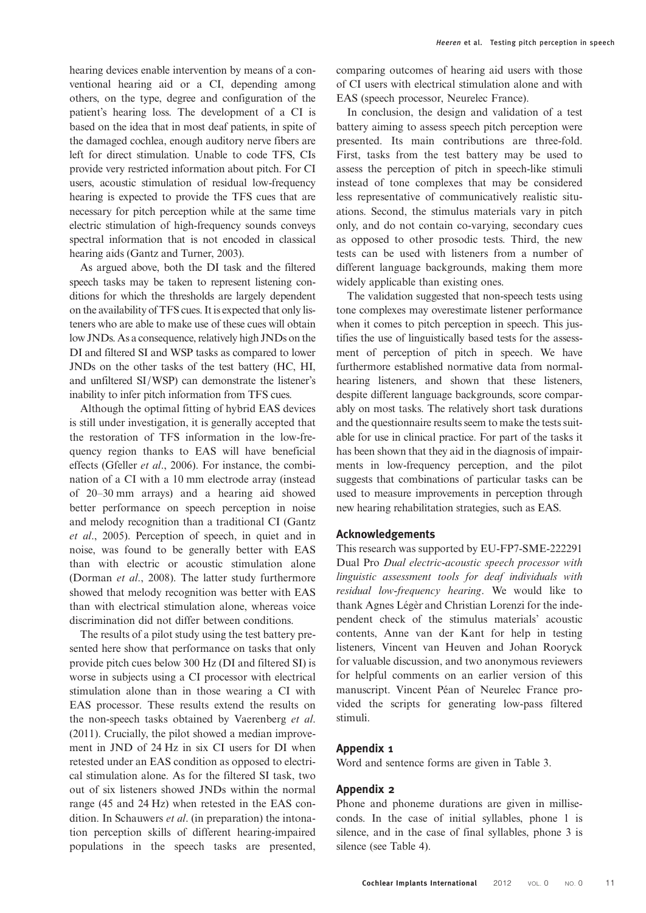hearing devices enable intervention by means of a conventional hearing aid or a CI, depending among others, on the type, degree and configuration of the patient's hearing loss. The development of a CI is based on the idea that in most deaf patients, in spite of the damaged cochlea, enough auditory nerve fibers are left for direct stimulation. Unable to code TFS, CIs provide very restricted information about pitch. For CI users, acoustic stimulation of residual low-frequency hearing is expected to provide the TFS cues that are necessary for pitch perception while at the same time electric stimulation of high-frequency sounds conveys spectral information that is not encoded in classical hearing aids (Gantz and Turner, 2003).

As argued above, both the DI task and the filtered speech tasks may be taken to represent listening conditions for which the thresholds are largely dependent on the availability of TFS cues. It is expected that only listeners who are able to make use of these cues will obtain low JNDs. As a consequence, relatively high JNDs on the DI and filtered SI and WSP tasks as compared to lower JNDs on the other tasks of the test battery (HC, HI, and unfiltered SI/WSP) can demonstrate the listener's inability to infer pitch information from TFS cues.

Although the optimal fitting of hybrid EAS devices is still under investigation, it is generally accepted that the restoration of TFS information in the low-frequency region thanks to EAS will have beneficial effects (Gfeller *et al*., 2006). For instance, the combination of a CI with a 10 mm electrode array (instead of 20–30 mm arrays) and a hearing aid showed better performance on speech perception in noise and melody recognition than a traditional CI (Gantz *et al*., 2005). Perception of speech, in quiet and in noise, was found to be generally better with EAS than with electric or acoustic stimulation alone (Dorman *et al*., 2008). The latter study furthermore showed that melody recognition was better with EAS than with electrical stimulation alone, whereas voice discrimination did not differ between conditions.

The results of a pilot study using the test battery presented here show that performance on tasks that only provide pitch cues below 300 Hz (DI and filtered SI) is worse in subjects using a CI processor with electrical stimulation alone than in those wearing a CI with EAS processor. These results extend the results on the non-speech tasks obtained by Vaerenberg *et al*. (2011). Crucially, the pilot showed a median improvement in JND of 24 Hz in six CI users for DI when retested under an EAS condition as opposed to electrical stimulation alone. As for the filtered SI task, two out of six listeners showed JNDs within the normal range (45 and 24 Hz) when retested in the EAS condition. In Schauwers *et al*. (in preparation) the intonation perception skills of different hearing-impaired populations in the speech tasks are presented, comparing outcomes of hearing aid users with those of CI users with electrical stimulation alone and with EAS (speech processor, Neurelec France).

In conclusion, the design and validation of a test battery aiming to assess speech pitch perception were presented. Its main contributions are three-fold. First, tasks from the test battery may be used to assess the perception of pitch in speech-like stimuli instead of tone complexes that may be considered less representative of communicatively realistic situations. Second, the stimulus materials vary in pitch only, and do not contain co-varying, secondary cues as opposed to other prosodic tests. Third, the new tests can be used with listeners from a number of different language backgrounds, making them more widely applicable than existing ones.

The validation suggested that non-speech tests using tone complexes may overestimate listener performance when it comes to pitch perception in speech. This justifies the use of linguistically based tests for the assessment of perception of pitch in speech. We have furthermore established normative data from normal-hearing listeners, and shown that these listeners, despite different language backgrounds, score comparably on most tasks. The relatively short task durations and the questionnaire results seem to make the tests suitable for use in clinical practice. For part of the tasks it has been shown that they aid in the diagnosis of impairments in low-frequency perception, and the pilot suggests that combinations of particular tasks can be used to measure improvements in perception through new hearing rehabilitation strategies, such as EAS.

## Acknowledgements

This research was supported by EU-FP7-SME-222291 Dual Pro *Dual electric-acoustic speech processor with linguistic assessment tools for deaf individuals with residual low-frequency hearing*. We would like to thank Agnes Légèr and Christian Lorenzi for the independent check of the stimulus materials' acoustic contents, Anne van der Kant for help in testing listeners, Vincent van Heuven and Johan Rooryck for valuable discussion, and two anonymous reviewers for helpful comments on an earlier version of this manuscript. Vincent Péan of Neurelec France provided the scripts for generating low-pass filtered stimuli.

## Appendix 1

Word and sentence forms are given in Table 3.

## Appendix 2

Phone and phoneme durations are given in milliseconds. In the case of initial syllables, phone 1 is silence, and in the case of final syllables, phone 3 is silence (see Table 4).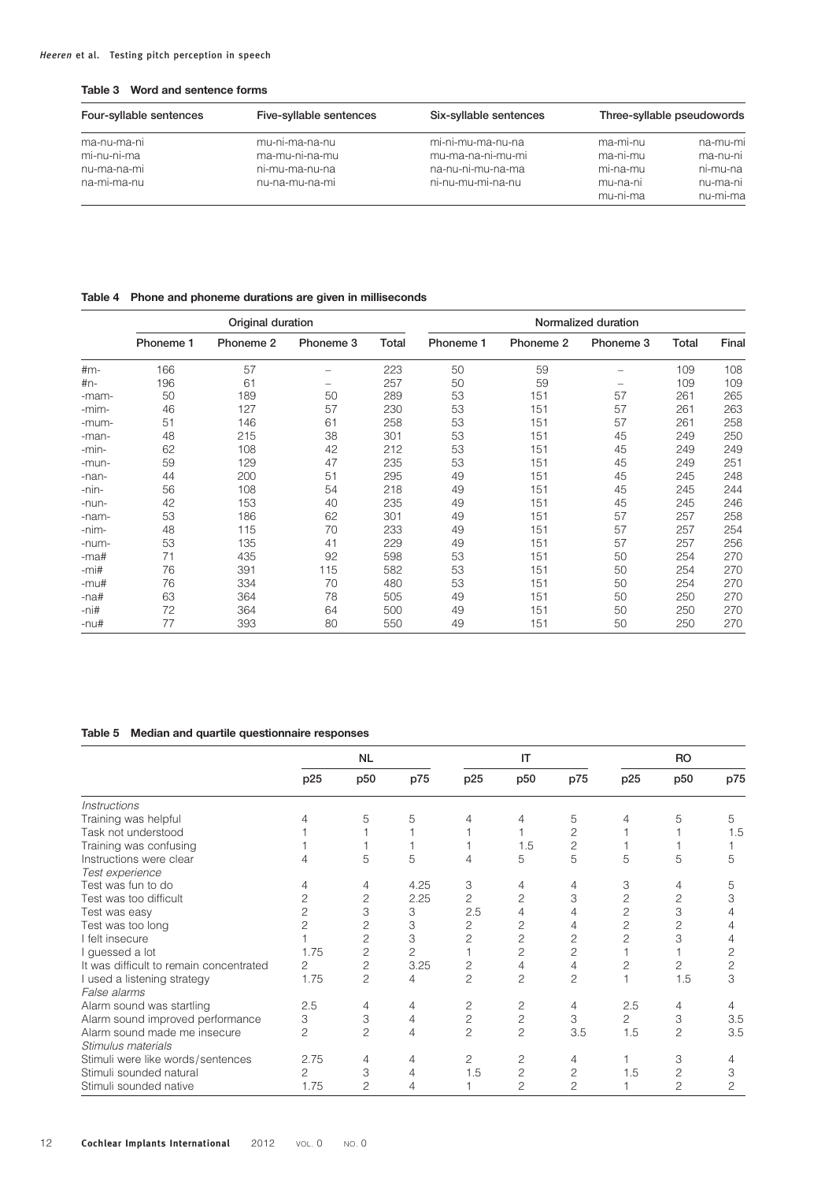**Table 3 Word and sentence forms**

| Four-syllable sentences | Five-syllable sentences | Six-syllable sentences | Three-syllable pseudowords | |
|---|---|---|---|---|
| ma-nu-ma-ni | mu-ni-ma-na-nu | mi-ni-mu-ma-nu-na | ma-mi-nu | na-mu-mi |
| mi-nu-ni-ma | ma-mu-ni-na-mu | mu-ma-na-ni-mu-mi | ma-ni-mu | ma-nu-ni |
| nu-ma-na-mi | ni-mu-ma-nu-na | na-nu-ni-mu-na-ma | mi-na-mu | ni-mu-na |
| na-mi-ma-nu | nu-na-mu-na-mi | ni-nu-mu-mi-na-nu | mu-na-ni | nu-ma-ni |
| | | | mu-ni-ma | nu-mi-ma |

**Table 4 Phone and phoneme durations are given in milliseconds**

| | Original duration | | | | Normalized duration | | | | |
|---|---|---|---|---|---|---|---|---|---|
| | Phoneme 1 | Phoneme 2 | Phoneme 3 | Total | Phoneme 1 | Phoneme 2 | Phoneme 3 | Total | Final |
| #m- | 166 | 57 | – | 223 | 50 | 59 | – | 109 | 108 |
| #n- | 196 | 61 | – | 257 | 50 | 59 | – | 109 | 109 |
| -mam- | 50 | 189 | 50 | 289 | 53 | 151 | 57 | 261 | 265 |
| -mim- | 46 | 127 | 57 | 230 | 53 | 151 | 57 | 261 | 263 |
| -mum- | 51 | 146 | 61 | 258 | 53 | 151 | 57 | 261 | 258 |
| -man- | 48 | 215 | 38 | 301 | 53 | 151 | 45 | 249 | 250 |
| -min- | 62 | 108 | 42 | 212 | 53 | 151 | 45 | 249 | 249 |
| -mun- | 59 | 129 | 47 | 235 | 53 | 151 | 45 | 249 | 251 |
| -nan- | 44 | 200 | 51 | 295 | 49 | 151 | 45 | 245 | 248 |
| -nin- | 56 | 108 | 54 | 218 | 49 | 151 | 45 | 245 | 244 |
| -nun- | 42 | 153 | 40 | 235 | 49 | 151 | 45 | 245 | 246 |
| -nam- | 53 | 186 | 62 | 301 | 49 | 151 | 57 | 257 | 258 |
| -nim- | 48 | 115 | 70 | 233 | 49 | 151 | 57 | 257 | 254 |
| -num- | 53 | 135 | 41 | 229 | 49 | 151 | 57 | 257 | 256 |
| -ma# | 71 | 435 | 92 | 598 | 53 | 151 | 50 | 254 | 270 |
| -mi# | 76 | 391 | 115 | 582 | 53 | 151 | 50 | 254 | 270 |
| -mu# | 76 | 334 | 70 | 480 | 53 | 151 | 50 | 254 | 270 |
| -na# | 63 | 364 | 78 | 505 | 49 | 151 | 50 | 250 | 270 |
| -ni# | 72 | 364 | 64 | 500 | 49 | 151 | 50 | 250 | 270 |
| -nu# | 77 | 393 | 80 | 550 | 49 | 151 | 50 | 250 | 270 |

**Table 5 Median and quartile questionnaire responses**

| | NL | | | IT | | | RO | | |
|---|---|---|---|---|---|---|---|---|---|
| | p25 | p50 | p75 | p25 | p50 | p75 | p25 | p50 | p75 |
| *Instructions* | | | | | | | | | |
| Training was helpful | 4 | 5 | 5 | 4 | 4 | 5 | 4 | 5 | 5 |
| Task not understood | 1 | 1 | 1 | 1 | 1 | 2 | 1 | 1 | 1.5 |
| Training was confusing | 1 | 1 | 1 | 1 | 1.5 | 2 | 1 | 1 | 1 |
| Instructions were clear | 4 | 5 | 5 | 4 | 5 | 5 | 5 | 5 | 5 |
| *Test experience* | | | | | | | | | |
| Test was fun to do | 4 | 4 | 4.25 | 3 | 4 | 4 | 3 | 4 | 5 |
| Test was too difficult | 2 | 2 | 2.25 | 2 | 2 | 3 | 2 | 2 | 3 |
| Test was easy | 2 | 3 | 3 | 2.5 | 4 | 4 | 2 | 3 | 4 |
| Test was too long | 2 | 2 | 3 | 2 | 2 | 4 | 2 | 2 | 4 |
| I felt insecure | 1 | 2 | 3 | 2 | 2 | 2 | 2 | 3 | 4 |
| I guessed a lot | 1.75 | 2 | 2 | 1 | 2 | 2 | 1 | 1 | 2 |
| It was difficult to remain concentrated | 2 | 2 | 3.25 | 2 | 4 | 4 | 2 | 2 | 2 |
| I used a listening strategy | 1.75 | 2 | 4 | 2 | 2 | 2 | 1 | 1.5 | 3 |
| *False alarms* | | | | | | | | | |
| Alarm sound was startling | 2.5 | 4 | 4 | 2 | 2 | 4 | 2.5 | 4 | 4 |
| Alarm sound improved performance | 3 | 3 | 4 | 2 | 2 | 3 | 2 | 3 | 3.5 |
| Alarm sound made me insecure | 2 | 2 | 4 | 2 | 2 | 3.5 | 1.5 | 2 | 3.5 |
| *Stimulus materials* | | | | | | | | | |
| Stimuli were like words/sentences | 2.75 | 4 | 4 | 2 | 2 | 4 | 1 | 3 | 4 |
| Stimuli sounded natural | 2 | 3 | 4 | 1.5 | 2 | 2 | 1.5 | 2 | 3 |
| Stimuli sounded native | 1.75 | 2 | 4 | 1 | 2 | 2 | 1 | 2 | 2 |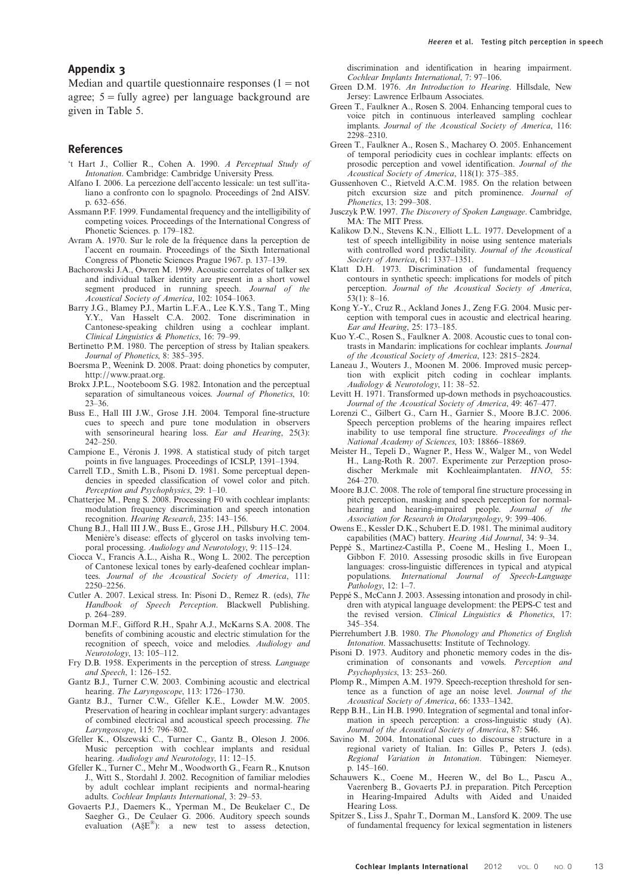## Appendix 3

Median and quartile questionnaire responses (1 = not agree; 5 = fully agree) per language background are given in Table 5.

## References

't Hart J., Collier R., Cohen A. 1990. *A Perceptual Study of Intonation*. Cambridge: Cambridge University Press.

Alfano I. 2006. La percezione dell'accento lessicale: un test sull'italiano a confronto con lo spagnolo. Proceedings of 2nd AISV. p. 632–656.

Assmann P.F. 1999. Fundamental frequency and the intelligibility of competing voices. Proceedings of the International Congress of Phonetic Sciences. p. 179–182.

Avram A. 1970. Sur le role de la fréquence dans la perception de l'accent en roumain. Proceedings of the Sixth International Congress of Phonetic Sciences Prague 1967. p. 137–139.

Bachorowski J.A., Owren M. 1999. Acoustic correlates of talker sex and individual talker identity are present in a short vowel segment produced in running speech. *Journal of the Acoustical Society of America*, 102: 1054–1063.

Barry J.G., Blamey P.J., Martin L.F.A., Lee K.Y.S., Tang T., Ming Y.Y., Van Hasselt C.A. 2002. Tone discrimination in Cantonese-speaking children using a cochlear implant. *Clinical Linguistics & Phonetics*, 16: 79–99.

Bertinetto P.M. 1980. The perception of stress by Italian speakers. *Journal of Phonetics*, 8: 385–395.

Boersma P., Weenink D. 2008. Praat: doing phonetics by computer, http://www.praat.org.

Brokx J.P.L., Nooteboom S.G. 1982. Intonation and the perceptual separation of simultaneous voices. *Journal of Phonetics*, 10: 23–36.

Buss E., Hall III J.W., Grose J.H. 2004. Temporal fine-structure cues to speech and pure tone modulation in observers with sensorineural hearing loss. *Ear and Hearing*, 25(3): 242–250.

Campione E., Véronis J. 1998. A statistical study of pitch target points in five languages. Proceedings of ICSLP, 1391–1394.

Carrell T.D., Smith L.B., Pisoni D. 1981. Some perceptual dependencies in speeded classification of vowel color and pitch. *Perception and Psychophysics*, 29: 1–10.

Chatterjee M., Peng S. 2008. Processing F0 with cochlear implants: modulation frequency discrimination and speech intonation recognition. *Hearing Research*, 235: 143–156.

Chung B.J., Hall III J.W., Buss E., Grose J.H., Pillsbury H.C. 2004. Menière's disease: effects of glycerol on tasks involving temporal processing. *Audiology and Neurotology*, 9: 115–124.

Ciocca V., Francis A.L., Aisha R., Wong L. 2002. The perception of Cantonese lexical tones by early-deafened cochlear implantees. *Journal of the Acoustical Society of America*, 111: 2250–2256.

Cutler A. 2007. Lexical stress. In: Pisoni D., Remez R. (eds), *The Handbook of Speech Perception*. Blackwell Publishing. p. 264–289.

Dorman M.F., Gifford R.H., Spahr A.J., McKarns S.A. 2008. The benefits of combining acoustic and electric stimulation for the recognition of speech, voice and melodies. *Audiology and Neurotology*, 13: 105–112.

Fry D.B. 1958. Experiments in the perception of stress. *Language and Speech*, 1: 126–152.

Gantz B.J., Turner C.W. 2003. Combining acoustic and electrical hearing. *The Laryngoscope*, 113: 1726–1730.

Gantz B.J., Turner C.W., Gfeller K.E., Lowder M.W. 2005. Preservation of hearing in cochlear implant surgery: advantages of combined electrical and acoustical speech processing. *The Laryngoscope*, 115: 796–802.

Gfeller K., Olszewski C., Turner C., Gantz B., Oleson J. 2006. Music perception with cochlear implants and residual hearing. *Audiology and Neurotology*, 11: 12–15.

Gfeller K., Turner C., Mehr M., Woodworth G., Fearn R., Knutson J., Witt S., Stordahl J. 2002. Recognition of familiar melodies by adult cochlear implant recipients and normal-hearing adults. *Cochlear Implants International*, 3: 29–53.

Govaerts P.J., Daemers K., Yperman M., De Beukelaer C., De Saegher G., De Ceulaer G. 2006. Auditory speech sounds evaluation (A§E®): a new test to assess detection, discrimination and identification in hearing impairment. *Cochlear Implants International*, 7: 97–106.

Green D.M. 1976. *An Introduction to Hearing*. Hillsdale, New Jersey: Lawrence Erlbaum Associates.

Green T., Faulkner A., Rosen S. 2004. Enhancing temporal cues to voice pitch in continuous interleaved sampling cochlear implants. *Journal of the Acoustical Society of America*, 116: 2298–2310.

Green T., Faulkner A., Rosen S., Macharey O. 2005. Enhancement of temporal periodicity cues in cochlear implants: effects on prosodic perception and vowel identification. *Journal of the Acoustical Society of America*, 118(1): 375–385.

Gussenhoven C., Rietveld A.C.M. 1985. On the relation between pitch excursion size and pitch prominence. *Journal of Phonetics*, 13: 299–308.

Jusczyk P.W. 1997. *The Discovery of Spoken Language*. Cambridge, MA: The MIT Press.

Kalikow D.N., Stevens K.N., Elliott L.L. 1977. Development of a test of speech intelligibility in noise using sentence materials with controlled word predictability. *Journal of the Acoustical Society of America*, 61: 1337–1351.

Klatt D.H. 1973. Discrimination of fundamental frequency contours in synthetic speech: implications for models of pitch perception. *Journal of the Acoustical Society of America*, 53(1): 8–16.

Kong Y.-Y., Cruz R., Ackland Jones J., Zeng F.G. 2004. Music perception with temporal cues in acoustic and electrical hearing. *Ear and Hearing*, 25: 173–185.

Kuo Y.-C., Rosen S., Faulkner A. 2008. Acoustic cues to tonal contrasts in Mandarin: implications for cochlear implants. *Journal of the Acoustical Society of America*, 123: 2815–2824.

Laneau J., Wouters J., Moonen M. 2006. Improved music perception with explicit pitch coding in cochlear implants. *Audiology & Neurotology*, 11: 38–52.

Levitt H. 1971. Transformed up-down methods in psychoacoustics. *Journal of the Acoustical Society of America*, 49: 467–477.

Lorenzi C., Gilbert G., Carn H., Garnier S., Moore B.J.C. 2006. Speech perception problems of the hearing impaires reflect inability to use temporal fine structure. *Proceedings of the National Academy of Sciences*, 103: 18866–18869.

Meister H., Tepeli D., Wagner P., Hess W., Walger M., von Wedel H., Lang-Roth R. 2007. Experimente zur Perzeption prosodischer Merkmale mit Kochleaimplantaten. *HNO*, 55: 264–270.

Moore B.J.C. 2008. The role of temporal fine structure processing in pitch perception, masking and speech perception for normal-hearing and hearing-impaired people. *Journal of the Association for Research in Otolaryngology*, 9: 399–406.

Owens E., Kessler D.K., Schubert E.D. 1981. The minimal auditory capabilities (MAC) battery. *Hearing Aid Journal*, 34: 9–34.

Peppé S., Martinez-Castilla P., Coene M., Hesling I., Moen I., Gibbon F. 2010. Assessing prosodic skills in five European languages: cross-linguistic differences in typical and atypical populations. *International Journal of Speech-Language Pathology*, 12: 1–7.

Peppé S., McCann J. 2003. Assessing intonation and prosody in children with atypical language development: the PEPS-C test and the revised version. *Clinical Linguistics & Phonetics*, 17: 345–354.

Pierrehumbert J.B. 1980. *The Phonology and Phonetics of English Intonation*. Massachusetts: Institute of Technology.

Pisoni D. 1973. Auditory and phonetic memory codes in the discrimination of consonants and vowels. *Perception and Psychophysics*, 13: 253–260.

Plomp R., Mimpen A.M. 1979. Speech-reception threshold for sentence as a function of age an noise level. *Journal of the Acoustical Society of America*, 66: 1333–1342.

Repp B.H., Lin H.B. 1990. Integration of segmental and tonal information in speech perception: a cross-linguistic study (A). *Journal of the Acoustical Society of America*, 87: S46.

Savino M. 2004. Intonational cues to discourse structure in a regional variety of Italian. In: Gilles P., Peters J. (eds). *Regional Variation in Intonation*. Tübingen: Niemeyer. p. 145–160.

Schauwers K., Coene M., Heeren W., del Bo L., Pascu A., Vaerenberg B., Govaerts P.J. in preparation. Pitch Perception in Hearing-Impaired Adults with Aided and Unaided Hearing Loss.

Spitzer S., Liss J., Spahr T., Dorman M., Lansford K. 2009. The use of fundamental frequency for lexical segmentation in listeners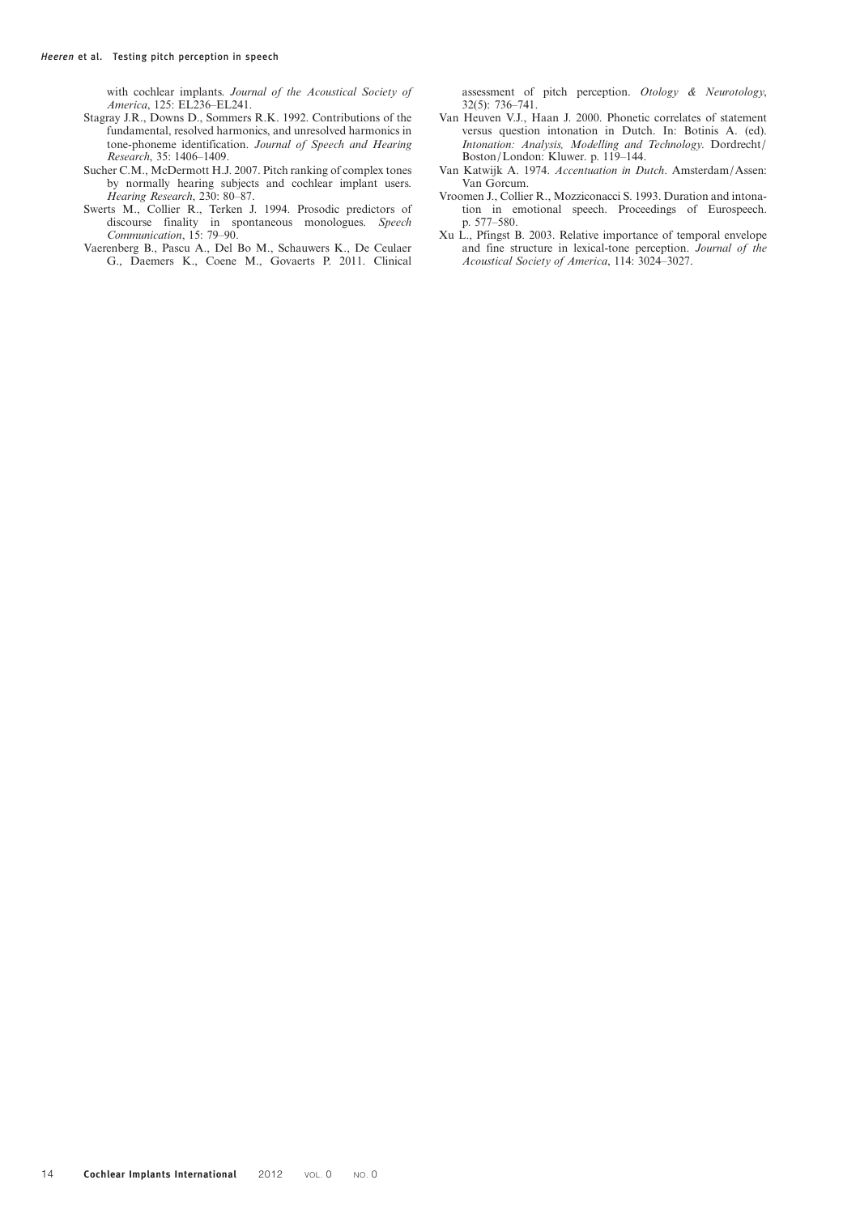with cochlear implants. *Journal of the Acoustical Society of America*, 125: EL236–EL241.

Stagray J.R., Downs D., Sommers R.K. 1992. Contributions of the fundamental, resolved harmonics, and unresolved harmonics in tone-phoneme identification. *Journal of Speech and Hearing Research*, 35: 1406–1409.

Sucher C.M., McDermott H.J. 2007. Pitch ranking of complex tones by normally hearing subjects and cochlear implant users. *Hearing Research*, 230: 80–87.

Swerts M., Collier R., Terken J. 1994. Prosodic predictors of discourse finality in spontaneous monologues. *Speech Communication*, 15: 79–90.

Vaerenberg B., Pascu A., Del Bo M., Schauwers K., De Ceulaer G., Daemers K., Coene M., Govaerts P. 2011. Clinical assessment of pitch perception. *Otology & Neurotology*, 32(5): 736–741.

Van Heuven V.J., Haan J. 2000. Phonetic correlates of statement versus question intonation in Dutch. In: Botinis A. (ed). *Intonation: Analysis, Modelling and Technology*. Dordrecht/Boston/London: Kluwer. p. 119–144.

Van Katwijk A. 1974. *Accentuation in Dutch*. Amsterdam/Assen: Van Gorcum.

Vroomen J., Collier R., Mozziconacci S. 1993. Duration and intonation in emotional speech. Proceedings of Eurospeech. p. 577–580.

Xu L., Pfingst B. 2003. Relative importance of temporal envelope and fine structure in lexical-tone perception. *Journal of the Acoustical Society of America*, 114: 3024–3027.